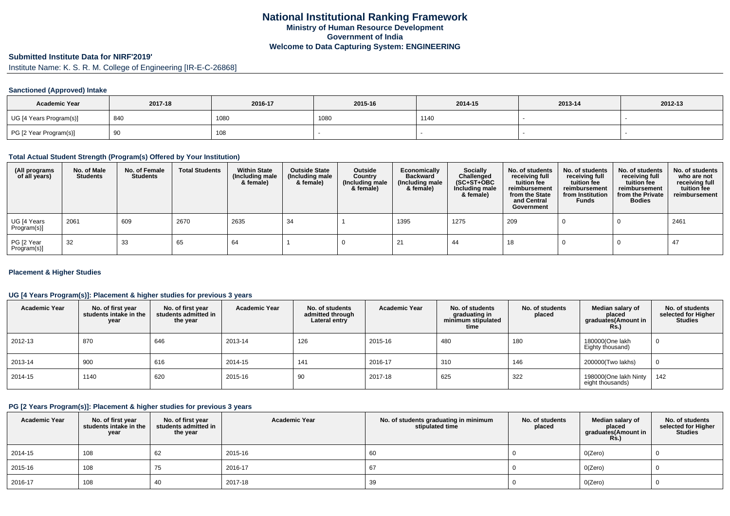# National Institutional Ranking Framework
**Ministry of Human Resource Development**
**Government of India**
**Welcome to Data Capturing System: ENGINEERING**

## Submitted Institute Data for NIRF'2019'

Institute Name: K. S. R. M. College of Engineering [IR-E-C-26868]

### Sanctioned (Approved) Intake

| Academic Year | 2017-18 | 2016-17 | 2015-16 | 2014-15 | 2013-14 | 2012-13 |
|---|---|---|---|---|---|---|
| UG [4 Years Program(s)] | 840 | 1080 | 1080 | 1140 | - | - |
| PG [2 Year Program(s)] | 90 | 108 | - | - | - | - |

### Total Actual Student Strength (Program(s) Offered by Your Institution)

| (All programs of all years) | No. of Male Students | No. of Female Students | Total Students | Within State (Including male & female) | Outside State (Including male & female) | Outside Country (Including male & female) | Economically Backward (Including male & female) | Socially Challenged (SC+ST+OBC Including male & female) | No. of students receiving full tuition fee reimbursement from the State and Central Government | No. of students receiving full tuition fee reimbursement from Institution Funds | No. of students receiving full tuition fee reimbursement from the Private Bodies | No. of students who are not receiving full tuition fee reimbursement |
|---|---|---|---|---|---|---|---|---|---|---|---|---|
| UG [4 Years Program(s)] | 2061 | 609 | 2670 | 2635 | 34 | 1 | 1395 | 1275 | 209 | 0 | 0 | 2461 |
| PG [2 Year Program(s)] | 32 | 33 | 65 | 64 | 1 | 0 | 21 | 44 | 18 | 0 | 0 | 47 |

### Placement & Higher Studies

### UG [4 Years Program(s)]: Placement & higher studies for previous 3 years

| Academic Year | No. of first year students intake in the year | No. of first year students admitted in the year | Academic Year | No. of students admitted through Lateral entry | Academic Year | No. of students graduating in minimum stipulated time | No. of students placed | Median salary of placed graduates(Amount in Rs.) | No. of students selected for Higher Studies |
|---|---|---|---|---|---|---|---|---|---|
| 2012-13 | 870 | 646 | 2013-14 | 126 | 2015-16 | 480 | 180 | 180000(One lakh Eighty thousand) | 0 |
| 2013-14 | 900 | 616 | 2014-15 | 141 | 2016-17 | 310 | 146 | 200000(Two lakhs) | 0 |
| 2014-15 | 1140 | 620 | 2015-16 | 90 | 2017-18 | 625 | 322 | 198000(One lakh Ninty eight thousands) | 142 |

### PG [2 Years Program(s)]: Placement & higher studies for previous 3 years

| Academic Year | No. of first year students intake in the year | No. of first year students admitted in the year | Academic Year | No. of students graduating in minimum stipulated time | No. of students placed | Median salary of placed graduates(Amount in Rs.) | No. of students selected for Higher Studies |
|---|---|---|---|---|---|---|---|
| 2014-15 | 108 | 62 | 2015-16 | 60 | 0 | 0(Zero) | 0 |
| 2015-16 | 108 | 75 | 2016-17 | 67 | 0 | 0(Zero) | 0 |
| 2016-17 | 108 | 40 | 2017-18 | 39 | 0 | 0(Zero) | 0 |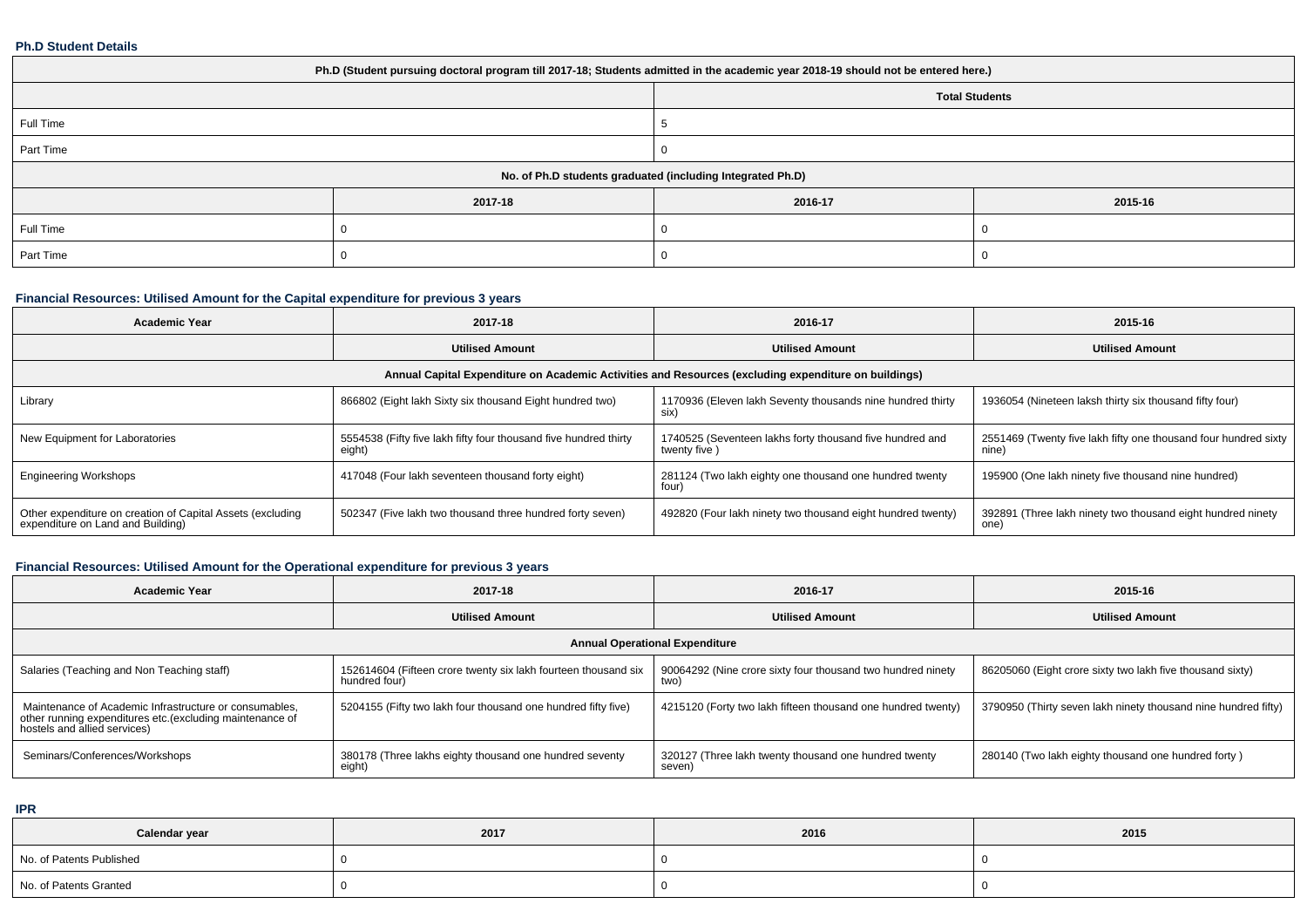**Ph.D Student Details**

| Ph.D (Student pursuing doctoral program till 2017-18; Students admitted in the academic year 2018-19 should not be entered here.) | | | |
|---|---|---|---|
| | | Total Students | |
| Full Time | | 5 | |
| Part Time | | 0 | |
| No. of Ph.D students graduated (including Integrated Ph.D) | | | |
| | 2017-18 | 2016-17 | 2015-16 |
| Full Time | 0 | 0 | 0 |
| Part Time | 0 | 0 | 0 |

**Financial Resources: Utilised Amount for the Capital expenditure for previous 3 years**

| Academic Year | 2017-18 | 2016-17 | 2015-16 |
|---|---|---|---|
| | Utilised Amount | Utilised Amount | Utilised Amount |
| Annual Capital Expenditure on Academic Activities and Resources (excluding expenditure on buildings) | | | |
| Library | 866802 (Eight lakh Sixty six thousand Eight hundred two) | 1170936 (Eleven lakh Seventy thousands nine hundred thirty six) | 1936054 (Nineteen laksh thirty six thousand fifty four) |
| New Equipment for Laboratories | 5554538 (Fifty five lakh fifty four thousand five hundred thirty eight) | 1740525 (Seventeen lakhs forty thousand five hundred and twenty five ) | 2551469 (Twenty five lakh fifty one thousand four hundred sixty nine) |
| Engineering Workshops | 417048 (Four lakh seventeen thousand forty eight) | 281124 (Two lakh eighty one thousand one hundred twenty four) | 195900 (One lakh ninety five thousand nine hundred) |
| Other expenditure on creation of Capital Assets (excluding expenditure on Land and Building) | 502347 (Five lakh two thousand three hundred forty seven) | 492820 (Four lakh ninety two thousand eight hundred twenty) | 392891 (Three lakh ninety two thousand eight hundred ninety one) |

**Financial Resources: Utilised Amount for the Operational expenditure for previous 3 years**

| Academic Year | 2017-18 | 2016-17 | 2015-16 |
|---|---|---|---|
| | Utilised Amount | Utilised Amount | Utilised Amount |
| Annual Operational Expenditure | | | |
| Salaries (Teaching and Non Teaching staff) | 152614604 (Fifteen crore twenty six lakh fourteen thousand six hundred four) | 90064292 (Nine crore sixty four thousand two hundred ninety two) | 86205060 (Eight crore sixty two lakh five thousand sixty) |
| Maintenance of Academic Infrastructure or consumables, other running expenditures etc.(excluding maintenance of hostels and allied services) | 5204155 (Fifty two lakh four thousand one hundred fifty five) | 4215120 (Forty two lakh fifteen thousand one hundred twenty) | 3790950 (Thirty seven lakh ninety thousand nine hundred fifty) |
| Seminars/Conferences/Workshops | 380178 (Three lakhs eighty thousand one hundred seventy eight) | 320127 (Three lakh twenty thousand one hundred twenty seven) | 280140 (Two lakh eighty thousand one hundred forty ) |

**IPR**

| Calendar year | 2017 | 2016 | 2015 |
|---|---|---|---|
| No. of Patents Published | 0 | 0 | 0 |
| No. of Patents Granted | 0 | 0 | 0 |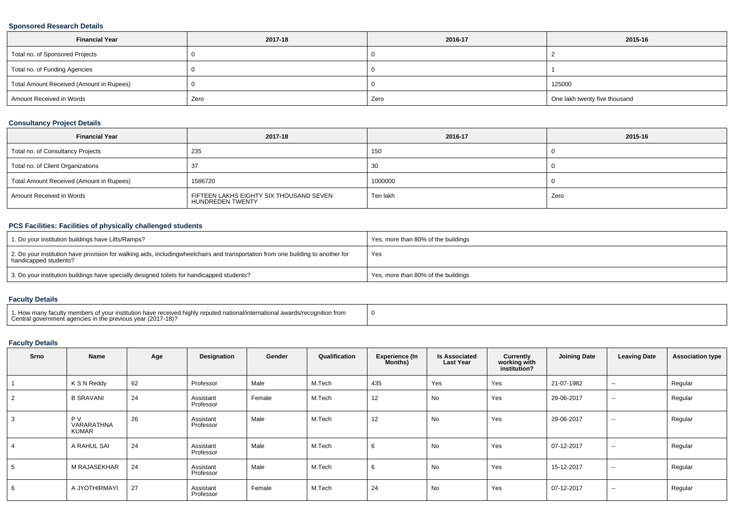### Sponsored Research Details

| Financial Year | 2017-18 | 2016-17 | 2015-16 |
|---|---|---|---|
| Total no. of Sponsored Projects | 0 | 0 | 2 |
| Total no. of Funding Agencies | 0 | 0 | 1 |
| Total Amount Received (Amount in Rupees) | 0 | 0 | 125000 |
| Amount Received in Words | Zero | Zero | One lakh twenty five thousand |

### Consultancy Project Details

| Financial Year | 2017-18 | 2016-17 | 2015-16 |
|---|---|---|---|
| Total no. of Consultancy Projects | 235 | 150 | 0 |
| Total no. of Client Organizations | 37 | 30 | 0 |
| Total Amount Received (Amount in Rupees) | 1586720 | 1000000 | 0 |
| Amount Received in Words | FIFTEEN LAKHS EIGHTY SIX THOUSAND SEVEN HUNDREDEN TWENTY | Ten lakh | Zero |

### PCS Facilities: Facilities of physically challenged students

| | |
|---|---|
| 1. Do your institution buildings have Lifts/Ramps? | Yes, more than 80% of the buildings |
| 2. Do your institution have provision for walking aids, includingwheelchairs and transportation from one building to another for handicapped students? | Yes |
| 3. Do your institution buildings have specially designed toilets for handicapped students? | Yes, more than 80% of the buildings |

### Faculty Details

| | |
|---|---|
| 1. How many faculty members of your institution have received highly reputed national/international awards/recognition from Central government agencies in the previous year (2017-18)? | 0 |

### Faculty Details

| Srno | Name | Age | Designation | Gender | Qualification | Experience (In Months) | Is Associated Last Year | Currently working with institution? | Joining Date | Leaving Date | Association type |
|---|---|---|---|---|---|---|---|---|---|---|---|
| 1 | K S N Reddy | 62 | Professor | Male | M.Tech | 435 | Yes | Yes | 21-07-1982 | -- | Regular |
| 2 | B SRAVANI | 24 | Assistant Professor | Female | M.Tech | 12 | No | Yes | 29-06-2017 | -- | Regular |
| 3 | P V VARARATHNA KUMAR | 26 | Assistant Professor | Male | M.Tech | 12 | No | Yes | 29-06-2017 | -- | Regular |
| 4 | A RAHUL SAI | 24 | Assistant Professor | Male | M.Tech | 6 | No | Yes | 07-12-2017 | -- | Regular |
| 5 | M RAJASEKHAR | 24 | Assistant Professor | Male | M.Tech | 6 | No | Yes | 15-12-2017 | -- | Regular |
| 6 | A JYOTHIRMAYI | 27 | Assistant Professor | Female | M.Tech | 24 | No | Yes | 07-12-2017 | -- | Regular |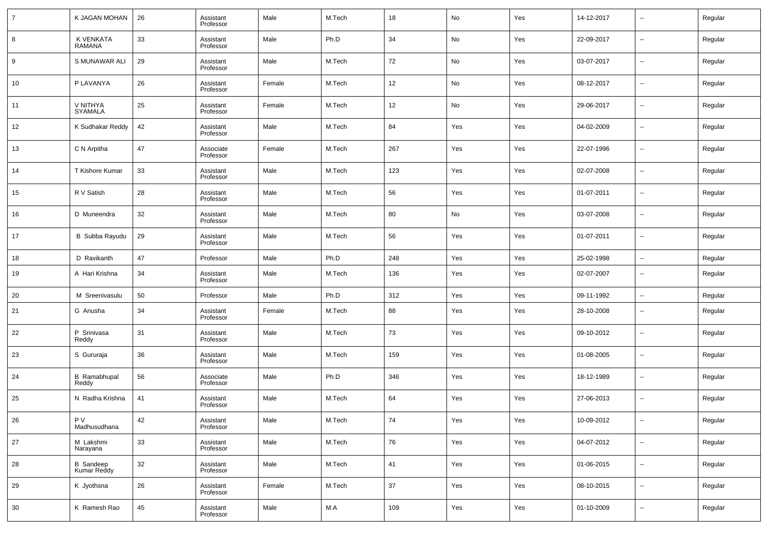| | | | | | | | | | | | |
|---|---|---|---|---|---|---|---|---|---|---|---|
| 7 | K JAGAN MOHAN | 26 | Assistant Professor | Male | M.Tech | 18 | No | Yes | 14-12-2017 | -- | Regular |
| 8 | K VENKATA RAMANA | 33 | Assistant Professor | Male | Ph.D | 34 | No | Yes | 22-09-2017 | -- | Regular |
| 9 | S MUNAWAR ALI | 29 | Assistant Professor | Male | M.Tech | 72 | No | Yes | 03-07-2017 | -- | Regular |
| 10 | P LAVANYA | 26 | Assistant Professor | Female | M.Tech | 12 | No | Yes | 08-12-2017 | -- | Regular |
| 11 | V NITHYA SYAMALA | 25 | Assistant Professor | Female | M.Tech | 12 | No | Yes | 29-06-2017 | -- | Regular |
| 12 | K Sudhakar Reddy | 42 | Assistant Professor | Male | M.Tech | 84 | Yes | Yes | 04-02-2009 | -- | Regular |
| 13 | C N Arpitha | 47 | Associate Professor | Female | M.Tech | 267 | Yes | Yes | 22-07-1996 | -- | Regular |
| 14 | T Kishore Kumar | 33 | Assistant Professor | Male | M.Tech | 123 | Yes | Yes | 02-07-2008 | -- | Regular |
| 15 | R V Satish | 28 | Assistant Professor | Male | M.Tech | 56 | Yes | Yes | 01-07-2011 | -- | Regular |
| 16 | D Muneendra | 32 | Assistant Professor | Male | M.Tech | 80 | No | Yes | 03-07-2008 | -- | Regular |
| 17 | B Subba Rayudu | 29 | Assistant Professor | Male | M.Tech | 56 | Yes | Yes | 01-07-2011 | -- | Regular |
| 18 | D Ravikanth | 47 | Professor | Male | Ph.D | 248 | Yes | Yes | 25-02-1998 | -- | Regular |
| 19 | A Hari Krishna | 34 | Assistant Professor | Male | M.Tech | 136 | Yes | Yes | 02-07-2007 | -- | Regular |
| 20 | M Sreenivasulu | 50 | Professor | Male | Ph.D | 312 | Yes | Yes | 09-11-1992 | -- | Regular |
| 21 | G Anusha | 34 | Assistant Professor | Female | M.Tech | 88 | Yes | Yes | 28-10-2008 | -- | Regular |
| 22 | P Srinivasa Reddy | 31 | Assistant Professor | Male | M.Tech | 73 | Yes | Yes | 09-10-2012 | -- | Regular |
| 23 | S Gururaja | 36 | Assistant Professor | Male | M.Tech | 159 | Yes | Yes | 01-08-2005 | -- | Regular |
| 24 | B Ramabhupal Reddy | 56 | Associate Professor | Male | Ph.D | 346 | Yes | Yes | 18-12-1989 | -- | Regular |
| 25 | N Radha Krishna | 41 | Assistant Professor | Male | M.Tech | 64 | Yes | Yes | 27-06-2013 | -- | Regular |
| 26 | P V Madhusudhana | 42 | Assistant Professor | Male | M.Tech | 74 | Yes | Yes | 10-09-2012 | -- | Regular |
| 27 | M Lakshmi Narayana | 33 | Assistant Professor | Male | M.Tech | 76 | Yes | Yes | 04-07-2012 | -- | Regular |
| 28 | B Sandeep Kumar Reddy | 32 | Assistant Professor | Male | M.Tech | 41 | Yes | Yes | 01-06-2015 | -- | Regular |
| 29 | K Jyothsna | 26 | Assistant Professor | Female | M.Tech | 37 | Yes | Yes | 08-10-2015 | -- | Regular |
| 30 | K Ramesh Rao | 45 | Assistant Professor | Male | M.A | 109 | Yes | Yes | 01-10-2009 | -- | Regular |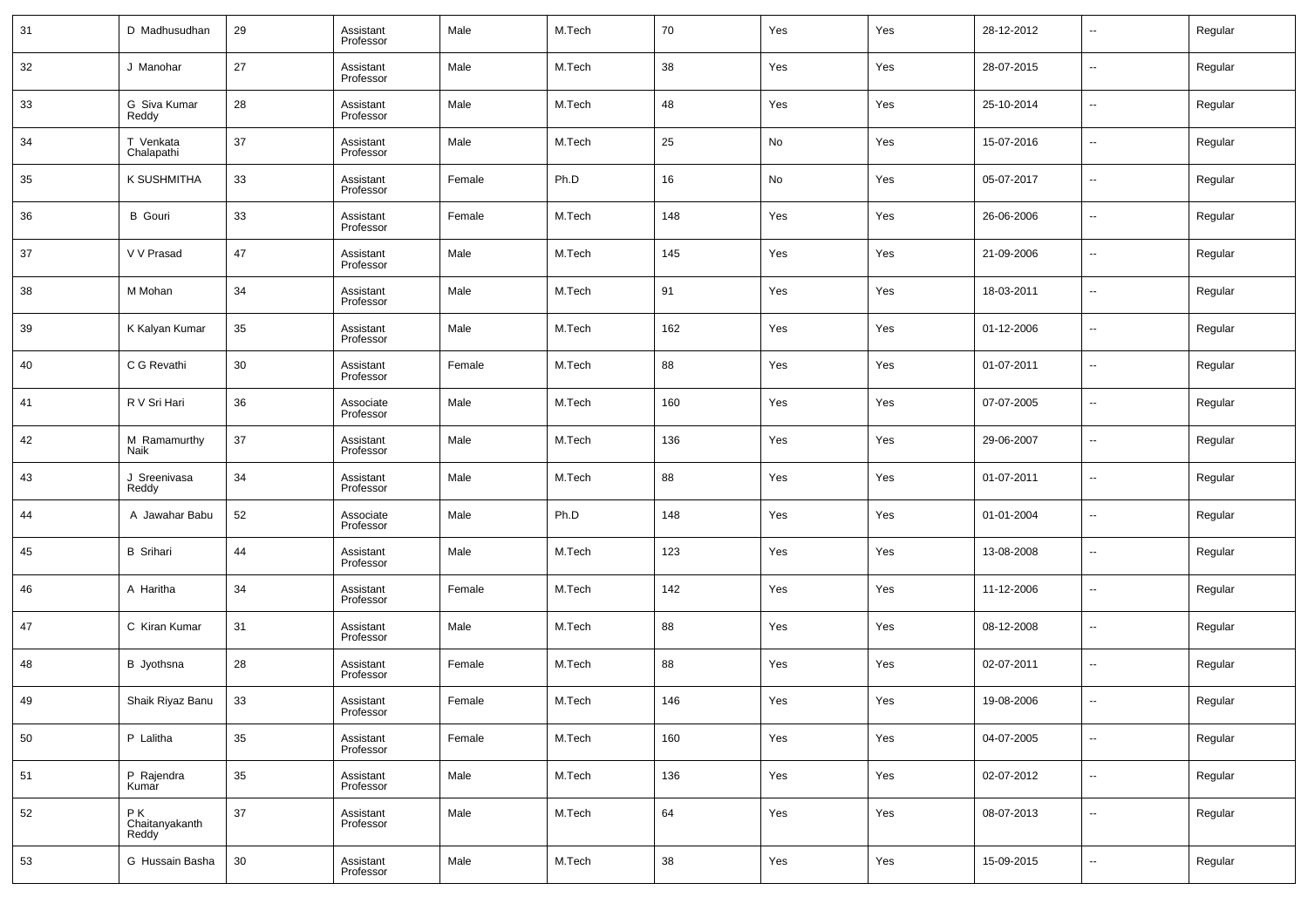| 31 | D Madhusudhan | 29 | Assistant Professor | Male | M.Tech | 70 | Yes | Yes | 28-12-2012 | -- | Regular |
|---|---|---|---|---|---|---|---|---|---|---|---|
| 32 | J Manohar | 27 | Assistant Professor | Male | M.Tech | 38 | Yes | Yes | 28-07-2015 | -- | Regular |
| 33 | G Siva Kumar Reddy | 28 | Assistant Professor | Male | M.Tech | 48 | Yes | Yes | 25-10-2014 | -- | Regular |
| 34 | T Venkata Chalapathi | 37 | Assistant Professor | Male | M.Tech | 25 | No | Yes | 15-07-2016 | -- | Regular |
| 35 | K SUSHMITHA | 33 | Assistant Professor | Female | Ph.D | 16 | No | Yes | 05-07-2017 | -- | Regular |
| 36 | B Gouri | 33 | Assistant Professor | Female | M.Tech | 148 | Yes | Yes | 26-06-2006 | -- | Regular |
| 37 | V V Prasad | 47 | Assistant Professor | Male | M.Tech | 145 | Yes | Yes | 21-09-2006 | -- | Regular |
| 38 | M Mohan | 34 | Assistant Professor | Male | M.Tech | 91 | Yes | Yes | 18-03-2011 | -- | Regular |
| 39 | K Kalyan Kumar | 35 | Assistant Professor | Male | M.Tech | 162 | Yes | Yes | 01-12-2006 | -- | Regular |
| 40 | C G Revathi | 30 | Assistant Professor | Female | M.Tech | 88 | Yes | Yes | 01-07-2011 | -- | Regular |
| 41 | R V Sri Hari | 36 | Associate Professor | Male | M.Tech | 160 | Yes | Yes | 07-07-2005 | -- | Regular |
| 42 | M Ramamurthy Naik | 37 | Assistant Professor | Male | M.Tech | 136 | Yes | Yes | 29-06-2007 | -- | Regular |
| 43 | J Sreenivasa Reddy | 34 | Assistant Professor | Male | M.Tech | 88 | Yes | Yes | 01-07-2011 | -- | Regular |
| 44 | A Jawahar Babu | 52 | Associate Professor | Male | Ph.D | 148 | Yes | Yes | 01-01-2004 | -- | Regular |
| 45 | B Srihari | 44 | Assistant Professor | Male | M.Tech | 123 | Yes | Yes | 13-08-2008 | -- | Regular |
| 46 | A Haritha | 34 | Assistant Professor | Female | M.Tech | 142 | Yes | Yes | 11-12-2006 | -- | Regular |
| 47 | C Kiran Kumar | 31 | Assistant Professor | Male | M.Tech | 88 | Yes | Yes | 08-12-2008 | -- | Regular |
| 48 | B Jyothsna | 28 | Assistant Professor | Female | M.Tech | 88 | Yes | Yes | 02-07-2011 | -- | Regular |
| 49 | Shaik Riyaz Banu | 33 | Assistant Professor | Female | M.Tech | 146 | Yes | Yes | 19-08-2006 | -- | Regular |
| 50 | P Lalitha | 35 | Assistant Professor | Female | M.Tech | 160 | Yes | Yes | 04-07-2005 | -- | Regular |
| 51 | P Rajendra Kumar | 35 | Assistant Professor | Male | M.Tech | 136 | Yes | Yes | 02-07-2012 | -- | Regular |
| 52 | P K Chaitanyakanth Reddy | 37 | Assistant Professor | Male | M.Tech | 64 | Yes | Yes | 08-07-2013 | -- | Regular |
| 53 | G Hussain Basha | 30 | Assistant Professor | Male | M.Tech | 38 | Yes | Yes | 15-09-2015 | -- | Regular |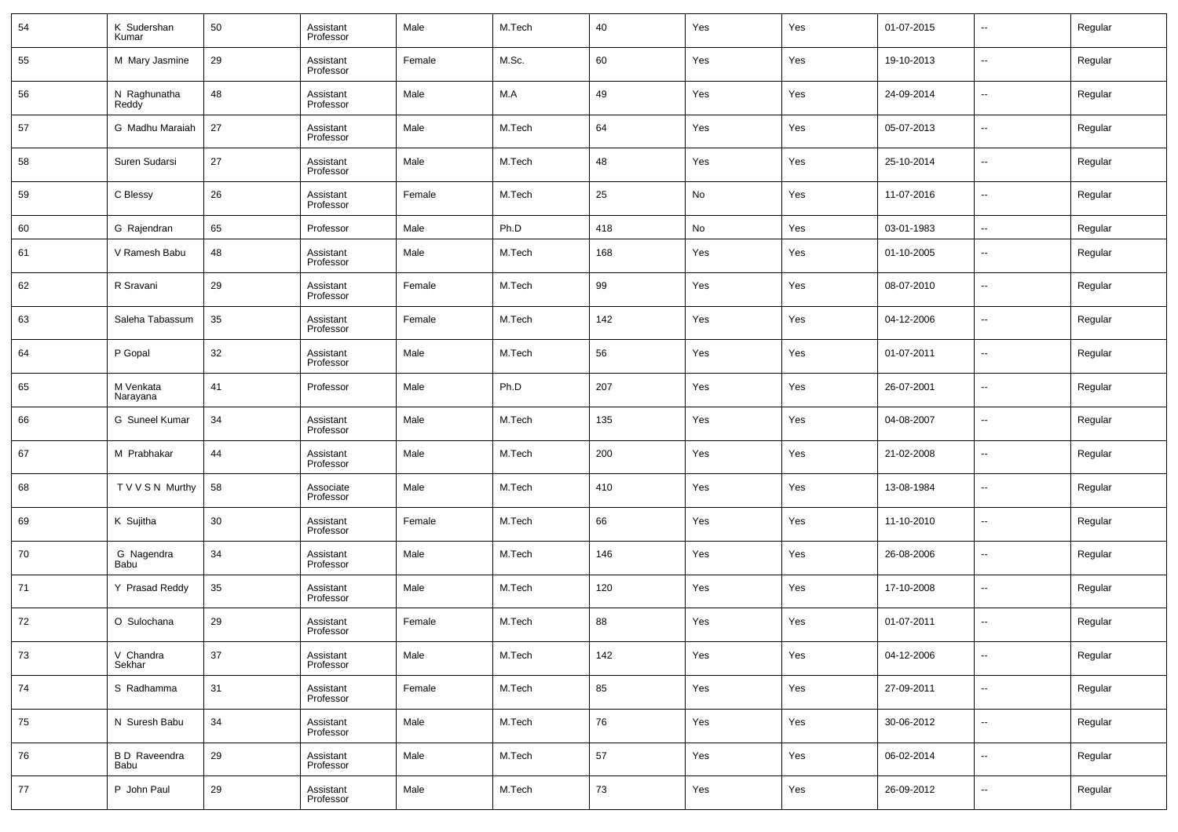| 54 | K Sudershan Kumar | 50 | Assistant Professor | Male | M.Tech | 40 | Yes | Yes | 01-07-2015 | -- | Regular |
|---|---|---|---|---|---|---|---|---|---|---|---|
| 55 | M Mary Jasmine | 29 | Assistant Professor | Female | M.Sc. | 60 | Yes | Yes | 19-10-2013 | -- | Regular |
| 56 | N Raghunatha Reddy | 48 | Assistant Professor | Male | M.A | 49 | Yes | Yes | 24-09-2014 | -- | Regular |
| 57 | G Madhu Maraiah | 27 | Assistant Professor | Male | M.Tech | 64 | Yes | Yes | 05-07-2013 | -- | Regular |
| 58 | Suren Sudarsi | 27 | Assistant Professor | Male | M.Tech | 48 | Yes | Yes | 25-10-2014 | -- | Regular |
| 59 | C Blessy | 26 | Assistant Professor | Female | M.Tech | 25 | No | Yes | 11-07-2016 | -- | Regular |
| 60 | G Rajendran | 65 | Professor | Male | Ph.D | 418 | No | Yes | 03-01-1983 | -- | Regular |
| 61 | V Ramesh Babu | 48 | Assistant Professor | Male | M.Tech | 168 | Yes | Yes | 01-10-2005 | -- | Regular |
| 62 | R Sravani | 29 | Assistant Professor | Female | M.Tech | 99 | Yes | Yes | 08-07-2010 | -- | Regular |
| 63 | Saleha Tabassum | 35 | Assistant Professor | Female | M.Tech | 142 | Yes | Yes | 04-12-2006 | -- | Regular |
| 64 | P Gopal | 32 | Assistant Professor | Male | M.Tech | 56 | Yes | Yes | 01-07-2011 | -- | Regular |
| 65 | M Venkata Narayana | 41 | Professor | Male | Ph.D | 207 | Yes | Yes | 26-07-2001 | -- | Regular |
| 66 | G Suneel Kumar | 34 | Assistant Professor | Male | M.Tech | 135 | Yes | Yes | 04-08-2007 | -- | Regular |
| 67 | M Prabhakar | 44 | Assistant Professor | Male | M.Tech | 200 | Yes | Yes | 21-02-2008 | -- | Regular |
| 68 | T V V S N Murthy | 58 | Associate Professor | Male | M.Tech | 410 | Yes | Yes | 13-08-1984 | -- | Regular |
| 69 | K Sujitha | 30 | Assistant Professor | Female | M.Tech | 66 | Yes | Yes | 11-10-2010 | -- | Regular |
| 70 | G Nagendra Babu | 34 | Assistant Professor | Male | M.Tech | 146 | Yes | Yes | 26-08-2006 | -- | Regular |
| 71 | Y Prasad Reddy | 35 | Assistant Professor | Male | M.Tech | 120 | Yes | Yes | 17-10-2008 | -- | Regular |
| 72 | O Sulochana | 29 | Assistant Professor | Female | M.Tech | 88 | Yes | Yes | 01-07-2011 | -- | Regular |
| 73 | V Chandra Sekhar | 37 | Assistant Professor | Male | M.Tech | 142 | Yes | Yes | 04-12-2006 | -- | Regular |
| 74 | S Radhamma | 31 | Assistant Professor | Female | M.Tech | 85 | Yes | Yes | 27-09-2011 | -- | Regular |
| 75 | N Suresh Babu | 34 | Assistant Professor | Male | M.Tech | 76 | Yes | Yes | 30-06-2012 | -- | Regular |
| 76 | B D Raveendra Babu | 29 | Assistant Professor | Male | M.Tech | 57 | Yes | Yes | 06-02-2014 | -- | Regular |
| 77 | P John Paul | 29 | Assistant Professor | Male | M.Tech | 73 | Yes | Yes | 26-09-2012 | -- | Regular |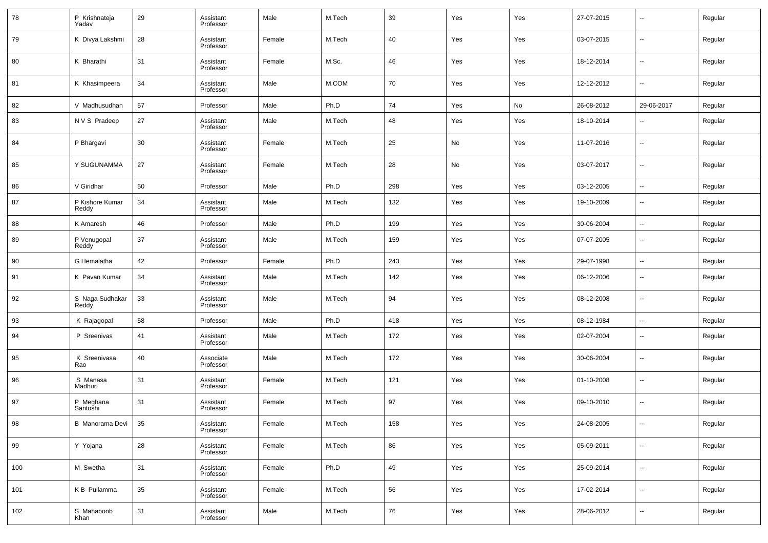| 78 | P Krishnateja Yadav | 29 | Assistant Professor | Male | M.Tech | 39 | Yes | Yes | 27-07-2015 | -- | Regular |
|---|---|---|---|---|---|---|---|---|---|---|---|
| 79 | K Divya Lakshmi | 28 | Assistant Professor | Female | M.Tech | 40 | Yes | Yes | 03-07-2015 | -- | Regular |
| 80 | K Bharathi | 31 | Assistant Professor | Female | M.Sc. | 46 | Yes | Yes | 18-12-2014 | -- | Regular |
| 81 | K Khasimpeera | 34 | Assistant Professor | Male | M.COM | 70 | Yes | Yes | 12-12-2012 | -- | Regular |
| 82 | V Madhusudhan | 57 | Professor | Male | Ph.D | 74 | Yes | No | 26-08-2012 | 29-06-2017 | Regular |
| 83 | N V S Pradeep | 27 | Assistant Professor | Male | M.Tech | 48 | Yes | Yes | 18-10-2014 | -- | Regular |
| 84 | P Bhargavi | 30 | Assistant Professor | Female | M.Tech | 25 | No | Yes | 11-07-2016 | -- | Regular |
| 85 | Y SUGUNAMMA | 27 | Assistant Professor | Female | M.Tech | 28 | No | Yes | 03-07-2017 | -- | Regular |
| 86 | V Giridhar | 50 | Professor | Male | Ph.D | 298 | Yes | Yes | 03-12-2005 | -- | Regular |
| 87 | P Kishore Kumar Reddy | 34 | Assistant Professor | Male | M.Tech | 132 | Yes | Yes | 19-10-2009 | -- | Regular |
| 88 | K Amaresh | 46 | Professor | Male | Ph.D | 199 | Yes | Yes | 30-06-2004 | -- | Regular |
| 89 | P Venugopal Reddy | 37 | Assistant Professor | Male | M.Tech | 159 | Yes | Yes | 07-07-2005 | -- | Regular |
| 90 | G Hemalatha | 42 | Professor | Female | Ph.D | 243 | Yes | Yes | 29-07-1998 | -- | Regular |
| 91 | K Pavan Kumar | 34 | Assistant Professor | Male | M.Tech | 142 | Yes | Yes | 06-12-2006 | -- | Regular |
| 92 | S Naga Sudhakar Reddy | 33 | Assistant Professor | Male | M.Tech | 94 | Yes | Yes | 08-12-2008 | -- | Regular |
| 93 | K Rajagopal | 58 | Professor | Male | Ph.D | 418 | Yes | Yes | 08-12-1984 | -- | Regular |
| 94 | P Sreenivas | 41 | Assistant Professor | Male | M.Tech | 172 | Yes | Yes | 02-07-2004 | -- | Regular |
| 95 | K Sreenivasa Rao | 40 | Associate Professor | Male | M.Tech | 172 | Yes | Yes | 30-06-2004 | -- | Regular |
| 96 | S Manasa Madhuri | 31 | Assistant Professor | Female | M.Tech | 121 | Yes | Yes | 01-10-2008 | -- | Regular |
| 97 | P Meghana Santoshi | 31 | Assistant Professor | Female | M.Tech | 97 | Yes | Yes | 09-10-2010 | -- | Regular |
| 98 | B Manorama Devi | 35 | Assistant Professor | Female | M.Tech | 158 | Yes | Yes | 24-08-2005 | -- | Regular |
| 99 | Y Yojana | 28 | Assistant Professor | Female | M.Tech | 86 | Yes | Yes | 05-09-2011 | -- | Regular |
| 100 | M Swetha | 31 | Assistant Professor | Female | Ph.D | 49 | Yes | Yes | 25-09-2014 | -- | Regular |
| 101 | K B Pullamma | 35 | Assistant Professor | Female | M.Tech | 56 | Yes | Yes | 17-02-2014 | -- | Regular |
| 102 | S Mahaboob Khan | 31 | Assistant Professor | Male | M.Tech | 76 | Yes | Yes | 28-06-2012 | -- | Regular |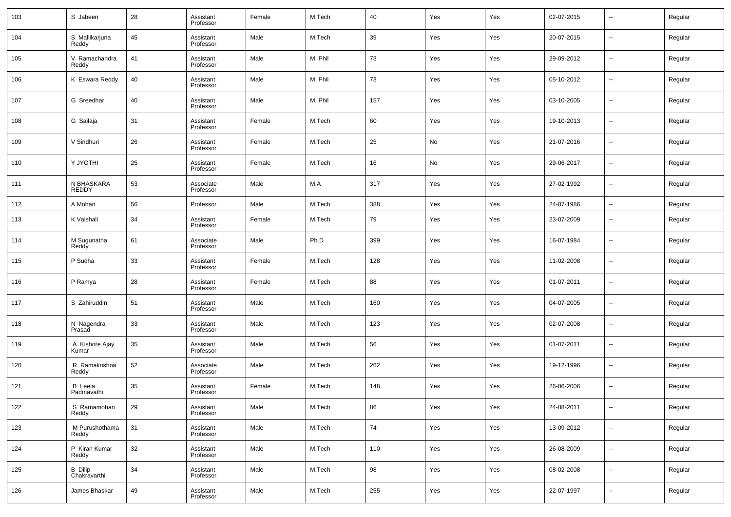| 103 | S Jabeen | 28 | Assistant Professor | Female | M.Tech | 40 | Yes | Yes | 02-07-2015 | -- | Regular |
|---|---|---|---|---|---|---|---|---|---|---|---|
| 104 | S Mallikarjuna Reddy | 45 | Assistant Professor | Male | M.Tech | 39 | Yes | Yes | 20-07-2015 | -- | Regular |
| 105 | V Ramachandra Reddy | 41 | Assistant Professor | Male | M. Phil | 73 | Yes | Yes | 29-09-2012 | -- | Regular |
| 106 | K Eswara Reddy | 40 | Assistant Professor | Male | M. Phil | 73 | Yes | Yes | 05-10-2012 | -- | Regular |
| 107 | G Sreedhar | 40 | Assistant Professor | Male | M. Phil | 157 | Yes | Yes | 03-10-2005 | -- | Regular |
| 108 | G Sailaja | 31 | Assistant Professor | Female | M.Tech | 60 | Yes | Yes | 19-10-2013 | -- | Regular |
| 109 | V Sindhuri | 26 | Assistant Professor | Female | M.Tech | 25 | No | Yes | 21-07-2016 | -- | Regular |
| 110 | Y JYOTHI | 25 | Assistant Professor | Female | M.Tech | 16 | No | Yes | 29-06-2017 | -- | Regular |
| 111 | N BHASKARA REDDY | 53 | Associate Professor | Male | M.A | 317 | Yes | Yes | 27-02-1992 | -- | Regular |
| 112 | A Mohan | 56 | Professor | Male | M.Tech | 388 | Yes | Yes | 24-07-1986 | -- | Regular |
| 113 | K Vaishali | 34 | Assistant Professor | Female | M.Tech | 79 | Yes | Yes | 23-07-2009 | -- | Regular |
| 114 | M Sugunatha Reddy | 61 | Associate Professor | Male | Ph.D | 399 | Yes | Yes | 16-07-1984 | -- | Regular |
| 115 | P Sudha | 33 | Assistant Professor | Female | M.Tech | 128 | Yes | Yes | 11-02-2008 | -- | Regular |
| 116 | P Ramya | 28 | Assistant Professor | Female | M.Tech | 88 | Yes | Yes | 01-07-2011 | -- | Regular |
| 117 | S Zahiruddin | 51 | Assistant Professor | Male | M.Tech | 160 | Yes | Yes | 04-07-2005 | -- | Regular |
| 118 | N Nagendra Prasad | 33 | Assistant Professor | Male | M.Tech | 123 | Yes | Yes | 02-07-2008 | -- | Regular |
| 119 | A Kishore Ajay Kumar | 35 | Assistant Professor | Male | M.Tech | 56 | Yes | Yes | 01-07-2011 | -- | Regular |
| 120 | R Ramakrishna Reddy | 52 | Associate Professor | Male | M.Tech | 262 | Yes | Yes | 19-12-1996 | -- | Regular |
| 121 | B Leela Padmavathi | 35 | Assistant Professor | Female | M.Tech | 148 | Yes | Yes | 26-06-2006 | -- | Regular |
| 122 | S Ramamohan Reddy | 29 | Assistant Professor | Male | M.Tech | 86 | Yes | Yes | 24-08-2011 | -- | Regular |
| 123 | M Purushothama Reddy | 31 | Assistant Professor | Male | M.Tech | 74 | Yes | Yes | 13-09-2012 | -- | Regular |
| 124 | P Kiran Kumar Reddy | 32 | Assistant Professor | Male | M.Tech | 110 | Yes | Yes | 26-08-2009 | -- | Regular |
| 125 | B Dilip Chakravarthi | 34 | Assistant Professor | Male | M.Tech | 98 | Yes | Yes | 08-02-2008 | -- | Regular |
| 126 | James Bhaskar | 49 | Assistant Professor | Male | M.Tech | 255 | Yes | Yes | 22-07-1997 | -- | Regular |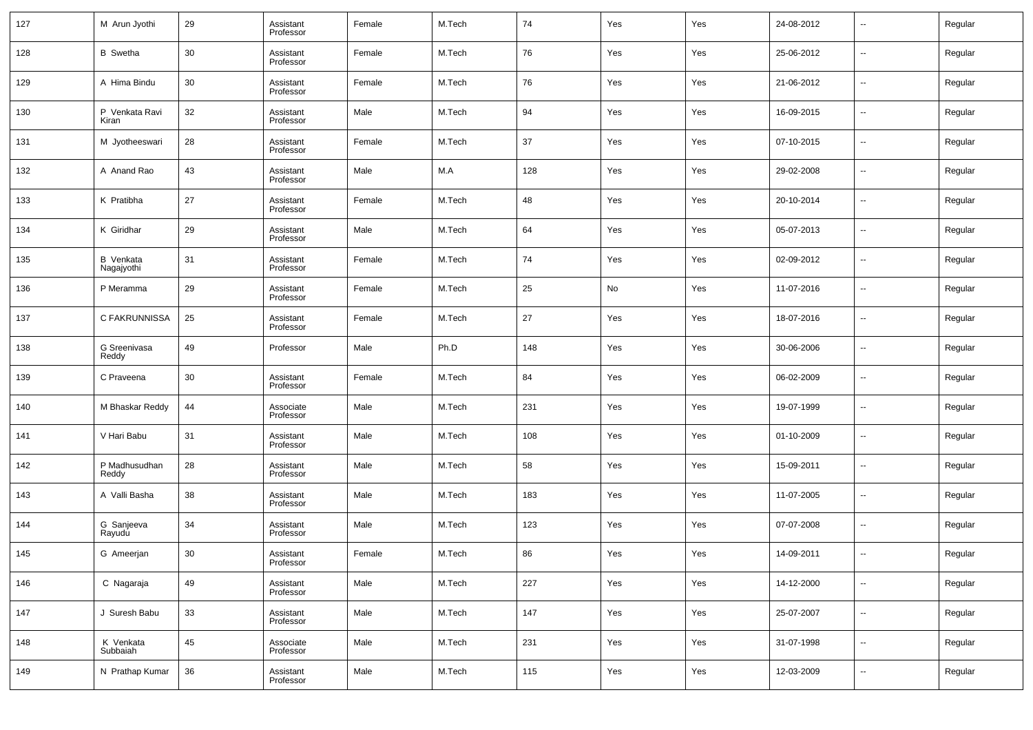| 127 | M Arun Jyothi | 29 | Assistant Professor | Female | M.Tech | 74 | Yes | Yes | 24-08-2012 | -- | Regular |
|---|---|---|---|---|---|---|---|---|---|---|---|
| 128 | B Swetha | 30 | Assistant Professor | Female | M.Tech | 76 | Yes | Yes | 25-06-2012 | -- | Regular |
| 129 | A Hima Bindu | 30 | Assistant Professor | Female | M.Tech | 76 | Yes | Yes | 21-06-2012 | -- | Regular |
| 130 | P Venkata Ravi Kiran | 32 | Assistant Professor | Male | M.Tech | 94 | Yes | Yes | 16-09-2015 | -- | Regular |
| 131 | M Jyotheeswari | 28 | Assistant Professor | Female | M.Tech | 37 | Yes | Yes | 07-10-2015 | -- | Regular |
| 132 | A Anand Rao | 43 | Assistant Professor | Male | M.A | 128 | Yes | Yes | 29-02-2008 | -- | Regular |
| 133 | K Pratibha | 27 | Assistant Professor | Female | M.Tech | 48 | Yes | Yes | 20-10-2014 | -- | Regular |
| 134 | K Giridhar | 29 | Assistant Professor | Male | M.Tech | 64 | Yes | Yes | 05-07-2013 | -- | Regular |
| 135 | B Venkata Nagajyothi | 31 | Assistant Professor | Female | M.Tech | 74 | Yes | Yes | 02-09-2012 | -- | Regular |
| 136 | P Meramma | 29 | Assistant Professor | Female | M.Tech | 25 | No | Yes | 11-07-2016 | -- | Regular |
| 137 | C FAKRUNNISSA | 25 | Assistant Professor | Female | M.Tech | 27 | Yes | Yes | 18-07-2016 | -- | Regular |
| 138 | G Sreenivasa Reddy | 49 | Professor | Male | Ph.D | 148 | Yes | Yes | 30-06-2006 | -- | Regular |
| 139 | C Praveena | 30 | Assistant Professor | Female | M.Tech | 84 | Yes | Yes | 06-02-2009 | -- | Regular |
| 140 | M Bhaskar Reddy | 44 | Associate Professor | Male | M.Tech | 231 | Yes | Yes | 19-07-1999 | -- | Regular |
| 141 | V Hari Babu | 31 | Assistant Professor | Male | M.Tech | 108 | Yes | Yes | 01-10-2009 | -- | Regular |
| 142 | P Madhusudhan Reddy | 28 | Assistant Professor | Male | M.Tech | 58 | Yes | Yes | 15-09-2011 | -- | Regular |
| 143 | A Valli Basha | 38 | Assistant Professor | Male | M.Tech | 183 | Yes | Yes | 11-07-2005 | -- | Regular |
| 144 | G Sanjeeva Rayudu | 34 | Assistant Professor | Male | M.Tech | 123 | Yes | Yes | 07-07-2008 | -- | Regular |
| 145 | G Ameerjan | 30 | Assistant Professor | Female | M.Tech | 86 | Yes | Yes | 14-09-2011 | -- | Regular |
| 146 | C Nagaraja | 49 | Assistant Professor | Male | M.Tech | 227 | Yes | Yes | 14-12-2000 | -- | Regular |
| 147 | J Suresh Babu | 33 | Assistant Professor | Male | M.Tech | 147 | Yes | Yes | 25-07-2007 | -- | Regular |
| 148 | K Venkata Subbaiah | 45 | Associate Professor | Male | M.Tech | 231 | Yes | Yes | 31-07-1998 | -- | Regular |
| 149 | N Prathap Kumar | 36 | Assistant Professor | Male | M.Tech | 115 | Yes | Yes | 12-03-2009 | -- | Regular |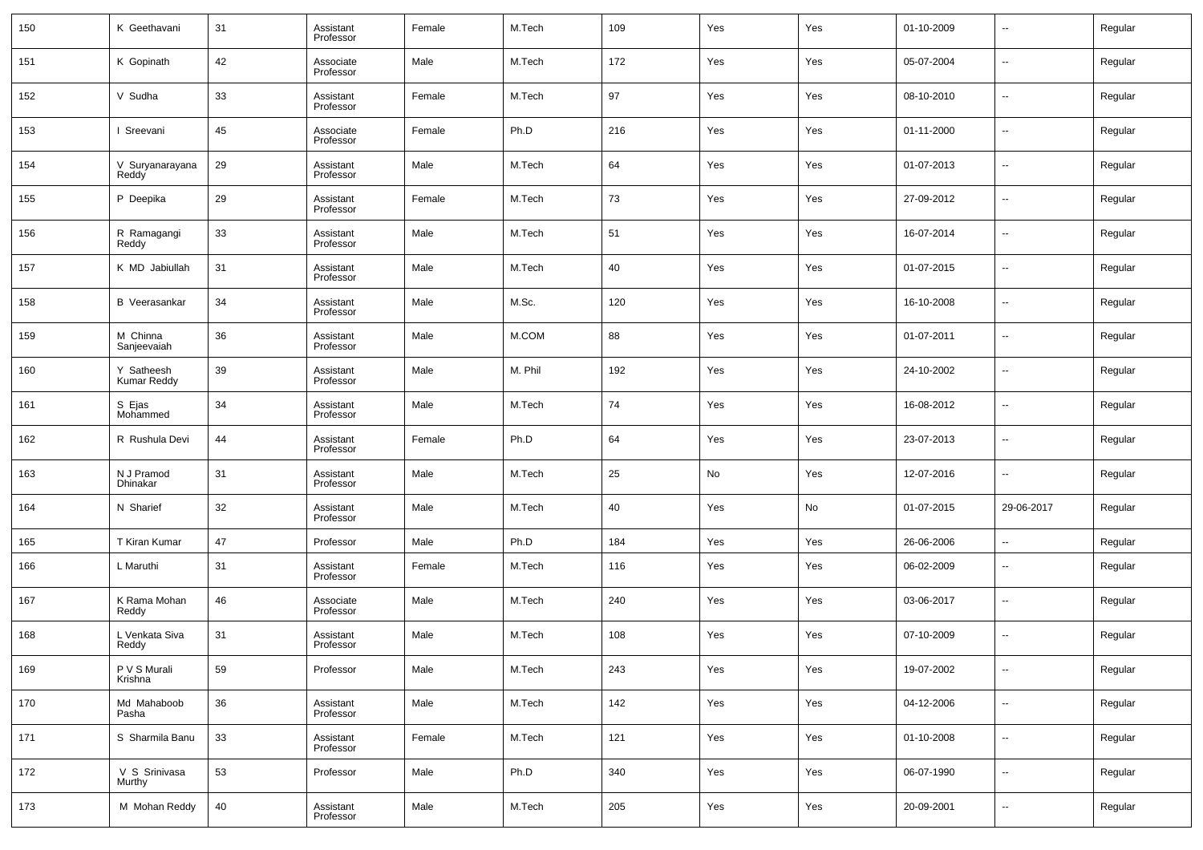| 150 | K Geethavani | 31 | Assistant Professor | Female | M.Tech | 109 | Yes | Yes | 01-10-2009 | -- | Regular |
|---|---|---|---|---|---|---|---|---|---|---|---|
| 151 | K Gopinath | 42 | Associate Professor | Male | M.Tech | 172 | Yes | Yes | 05-07-2004 | -- | Regular |
| 152 | V Sudha | 33 | Assistant Professor | Female | M.Tech | 97 | Yes | Yes | 08-10-2010 | -- | Regular |
| 153 | I Sreevani | 45 | Associate Professor | Female | Ph.D | 216 | Yes | Yes | 01-11-2000 | -- | Regular |
| 154 | V Suryanarayana Reddy | 29 | Assistant Professor | Male | M.Tech | 64 | Yes | Yes | 01-07-2013 | -- | Regular |
| 155 | P Deepika | 29 | Assistant Professor | Female | M.Tech | 73 | Yes | Yes | 27-09-2012 | -- | Regular |
| 156 | R Ramagangi Reddy | 33 | Assistant Professor | Male | M.Tech | 51 | Yes | Yes | 16-07-2014 | -- | Regular |
| 157 | K MD Jabiullah | 31 | Assistant Professor | Male | M.Tech | 40 | Yes | Yes | 01-07-2015 | -- | Regular |
| 158 | B Veerasankar | 34 | Assistant Professor | Male | M.Sc. | 120 | Yes | Yes | 16-10-2008 | -- | Regular |
| 159 | M Chinna Sanjeevaiah | 36 | Assistant Professor | Male | M.COM | 88 | Yes | Yes | 01-07-2011 | -- | Regular |
| 160 | Y Satheesh Kumar Reddy | 39 | Assistant Professor | Male | M. Phil | 192 | Yes | Yes | 24-10-2002 | -- | Regular |
| 161 | S Ejas Mohammed | 34 | Assistant Professor | Male | M.Tech | 74 | Yes | Yes | 16-08-2012 | -- | Regular |
| 162 | R Rushula Devi | 44 | Assistant Professor | Female | Ph.D | 64 | Yes | Yes | 23-07-2013 | -- | Regular |
| 163 | N J Pramod Dhinakar | 31 | Assistant Professor | Male | M.Tech | 25 | No | Yes | 12-07-2016 | -- | Regular |
| 164 | N Sharief | 32 | Assistant Professor | Male | M.Tech | 40 | Yes | No | 01-07-2015 | 29-06-2017 | Regular |
| 165 | T Kiran Kumar | 47 | Professor | Male | Ph.D | 184 | Yes | Yes | 26-06-2006 | -- | Regular |
| 166 | L Maruthi | 31 | Assistant Professor | Female | M.Tech | 116 | Yes | Yes | 06-02-2009 | -- | Regular |
| 167 | K Rama Mohan Reddy | 46 | Associate Professor | Male | M.Tech | 240 | Yes | Yes | 03-06-2017 | -- | Regular |
| 168 | L Venkata Siva Reddy | 31 | Assistant Professor | Male | M.Tech | 108 | Yes | Yes | 07-10-2009 | -- | Regular |
| 169 | P V S Murali Krishna | 59 | Professor | Male | M.Tech | 243 | Yes | Yes | 19-07-2002 | -- | Regular |
| 170 | Md Mahaboob Pasha | 36 | Assistant Professor | Male | M.Tech | 142 | Yes | Yes | 04-12-2006 | -- | Regular |
| 171 | S Sharmila Banu | 33 | Assistant Professor | Female | M.Tech | 121 | Yes | Yes | 01-10-2008 | -- | Regular |
| 172 | V S Srinivasa Murthy | 53 | Professor | Male | Ph.D | 340 | Yes | Yes | 06-07-1990 | -- | Regular |
| 173 | M Mohan Reddy | 40 | Assistant Professor | Male | M.Tech | 205 | Yes | Yes | 20-09-2001 | -- | Regular |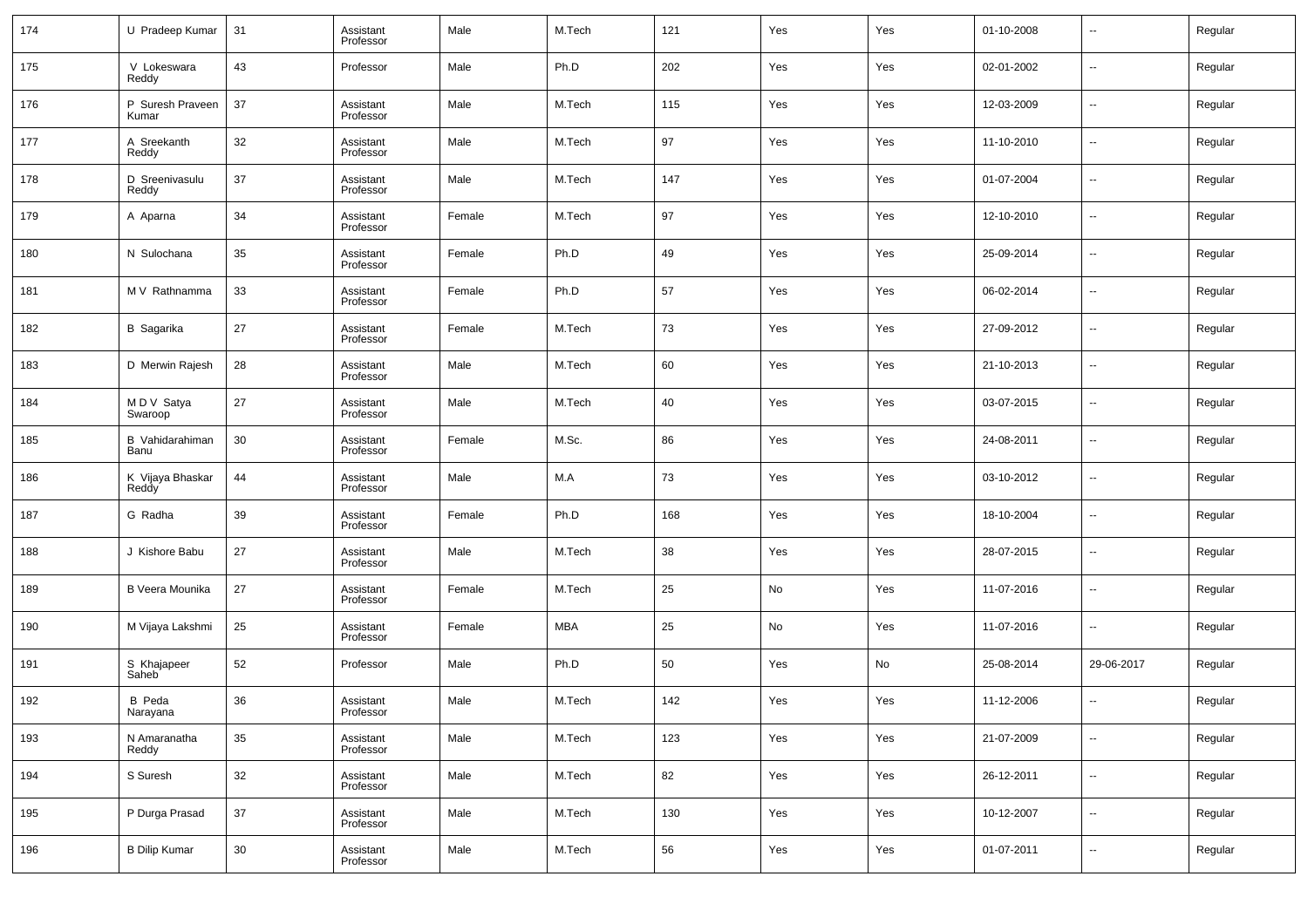| | | | | | | | | | | | |
|---|---|---|---|---|---|---|---|---|---|---|---|
| 174 | U Pradeep Kumar | 31 | Assistant Professor | Male | M.Tech | 121 | Yes | Yes | 01-10-2008 | -- | Regular |
| 175 | V Lokeswara Reddy | 43 | Professor | Male | Ph.D | 202 | Yes | Yes | 02-01-2002 | -- | Regular |
| 176 | P Suresh Praveen Kumar | 37 | Assistant Professor | Male | M.Tech | 115 | Yes | Yes | 12-03-2009 | -- | Regular |
| 177 | A Sreekanth Reddy | 32 | Assistant Professor | Male | M.Tech | 97 | Yes | Yes | 11-10-2010 | -- | Regular |
| 178 | D Sreenivasulu Reddy | 37 | Assistant Professor | Male | M.Tech | 147 | Yes | Yes | 01-07-2004 | -- | Regular |
| 179 | A Aparna | 34 | Assistant Professor | Female | M.Tech | 97 | Yes | Yes | 12-10-2010 | -- | Regular |
| 180 | N Sulochana | 35 | Assistant Professor | Female | Ph.D | 49 | Yes | Yes | 25-09-2014 | -- | Regular |
| 181 | M V Rathnamma | 33 | Assistant Professor | Female | Ph.D | 57 | Yes | Yes | 06-02-2014 | -- | Regular |
| 182 | B Sagarika | 27 | Assistant Professor | Female | M.Tech | 73 | Yes | Yes | 27-09-2012 | -- | Regular |
| 183 | D Merwin Rajesh | 28 | Assistant Professor | Male | M.Tech | 60 | Yes | Yes | 21-10-2013 | -- | Regular |
| 184 | M D V Satya Swaroop | 27 | Assistant Professor | Male | M.Tech | 40 | Yes | Yes | 03-07-2015 | -- | Regular |
| 185 | B Vahidarahiman Banu | 30 | Assistant Professor | Female | M.Sc. | 86 | Yes | Yes | 24-08-2011 | -- | Regular |
| 186 | K Vijaya Bhaskar Reddy | 44 | Assistant Professor | Male | M.A | 73 | Yes | Yes | 03-10-2012 | -- | Regular |
| 187 | G Radha | 39 | Assistant Professor | Female | Ph.D | 168 | Yes | Yes | 18-10-2004 | -- | Regular |
| 188 | J Kishore Babu | 27 | Assistant Professor | Male | M.Tech | 38 | Yes | Yes | 28-07-2015 | -- | Regular |
| 189 | B Veera Mounika | 27 | Assistant Professor | Female | M.Tech | 25 | No | Yes | 11-07-2016 | -- | Regular |
| 190 | M Vijaya Lakshmi | 25 | Assistant Professor | Female | MBA | 25 | No | Yes | 11-07-2016 | -- | Regular |
| 191 | S Khajapeer Saheb | 52 | Professor | Male | Ph.D | 50 | Yes | No | 25-08-2014 | 29-06-2017 | Regular |
| 192 | B Peda Narayana | 36 | Assistant Professor | Male | M.Tech | 142 | Yes | Yes | 11-12-2006 | -- | Regular |
| 193 | N Amaranatha Reddy | 35 | Assistant Professor | Male | M.Tech | 123 | Yes | Yes | 21-07-2009 | -- | Regular |
| 194 | S Suresh | 32 | Assistant Professor | Male | M.Tech | 82 | Yes | Yes | 26-12-2011 | -- | Regular |
| 195 | P Durga Prasad | 37 | Assistant Professor | Male | M.Tech | 130 | Yes | Yes | 10-12-2007 | -- | Regular |
| 196 | B Dilip Kumar | 30 | Assistant Professor | Male | M.Tech | 56 | Yes | Yes | 01-07-2011 | -- | Regular |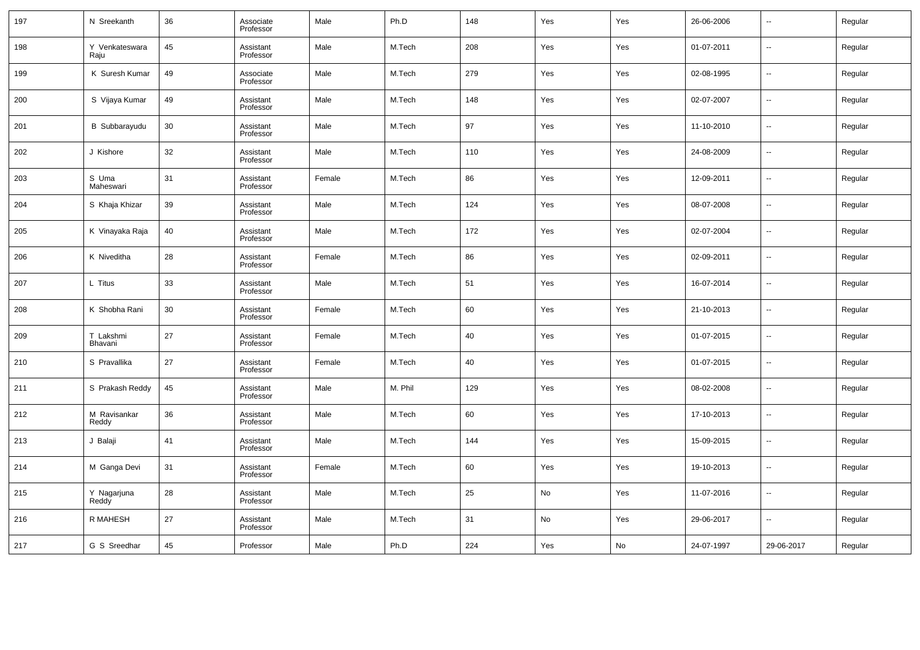| | | | | | | | | | | | |
|---|---|---|---|---|---|---|---|---|---|---|---|
| 197 | N Sreekanth | 36 | Associate Professor | Male | Ph.D | 148 | Yes | Yes | 26-06-2006 | -- | Regular |
| 198 | Y Venkateswara Raju | 45 | Assistant Professor | Male | M.Tech | 208 | Yes | Yes | 01-07-2011 | -- | Regular |
| 199 | K Suresh Kumar | 49 | Associate Professor | Male | M.Tech | 279 | Yes | Yes | 02-08-1995 | -- | Regular |
| 200 | S Vijaya Kumar | 49 | Assistant Professor | Male | M.Tech | 148 | Yes | Yes | 02-07-2007 | -- | Regular |
| 201 | B Subbarayudu | 30 | Assistant Professor | Male | M.Tech | 97 | Yes | Yes | 11-10-2010 | -- | Regular |
| 202 | J Kishore | 32 | Assistant Professor | Male | M.Tech | 110 | Yes | Yes | 24-08-2009 | -- | Regular |
| 203 | S Uma Maheswari | 31 | Assistant Professor | Female | M.Tech | 86 | Yes | Yes | 12-09-2011 | -- | Regular |
| 204 | S Khaja Khizar | 39 | Assistant Professor | Male | M.Tech | 124 | Yes | Yes | 08-07-2008 | -- | Regular |
| 205 | K Vinayaka Raja | 40 | Assistant Professor | Male | M.Tech | 172 | Yes | Yes | 02-07-2004 | -- | Regular |
| 206 | K Niveditha | 28 | Assistant Professor | Female | M.Tech | 86 | Yes | Yes | 02-09-2011 | -- | Regular |
| 207 | L Titus | 33 | Assistant Professor | Male | M.Tech | 51 | Yes | Yes | 16-07-2014 | -- | Regular |
| 208 | K Shobha Rani | 30 | Assistant Professor | Female | M.Tech | 60 | Yes | Yes | 21-10-2013 | -- | Regular |
| 209 | T Lakshmi Bhavani | 27 | Assistant Professor | Female | M.Tech | 40 | Yes | Yes | 01-07-2015 | -- | Regular |
| 210 | S Pravallika | 27 | Assistant Professor | Female | M.Tech | 40 | Yes | Yes | 01-07-2015 | -- | Regular |
| 211 | S Prakash Reddy | 45 | Assistant Professor | Male | M. Phil | 129 | Yes | Yes | 08-02-2008 | -- | Regular |
| 212 | M Ravisankar Reddy | 36 | Assistant Professor | Male | M.Tech | 60 | Yes | Yes | 17-10-2013 | -- | Regular |
| 213 | J Balaji | 41 | Assistant Professor | Male | M.Tech | 144 | Yes | Yes | 15-09-2015 | -- | Regular |
| 214 | M Ganga Devi | 31 | Assistant Professor | Female | M.Tech | 60 | Yes | Yes | 19-10-2013 | -- | Regular |
| 215 | Y Nagarjuna Reddy | 28 | Assistant Professor | Male | M.Tech | 25 | No | Yes | 11-07-2016 | -- | Regular |
| 216 | R MAHESH | 27 | Assistant Professor | Male | M.Tech | 31 | No | Yes | 29-06-2017 | -- | Regular |
| 217 | G S Sreedhar | 45 | Professor | Male | Ph.D | 224 | Yes | No | 24-07-1997 | 29-06-2017 | Regular |